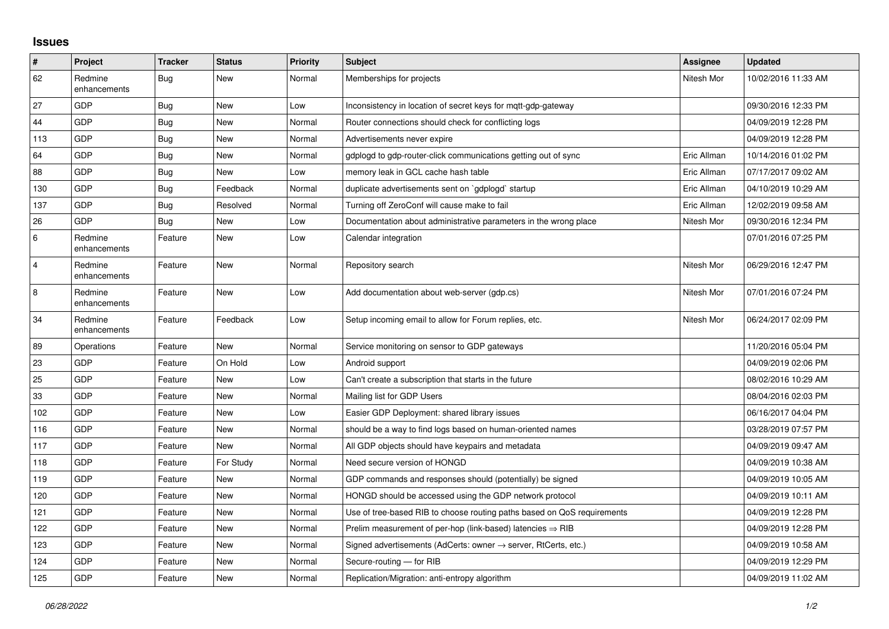## Issues

| # | Project | Tracker | Status | Priority | Subject | Assignee | Updated |
|---|---|---|---|---|---|---|---|
| 62 | Redmine enhancements | Bug | New | Normal | Memberships for projects | Nitesh Mor | 10/02/2016 11:33 AM |
| 27 | GDP | Bug | New | Low | Inconsistency in location of secret keys for mqtt-gdp-gateway | | 09/30/2016 12:33 PM |
| 44 | GDP | Bug | New | Normal | Router connections should check for conflicting logs | | 04/09/2019 12:28 PM |
| 113 | GDP | Bug | New | Normal | Advertisements never expire | | 04/09/2019 12:28 PM |
| 64 | GDP | Bug | New | Normal | gdplogd to gdp-router-click communications getting out of sync | Eric Allman | 10/14/2016 01:02 PM |
| 88 | GDP | Bug | New | Low | memory leak in GCL cache hash table | Eric Allman | 07/17/2017 09:02 AM |
| 130 | GDP | Bug | Feedback | Normal | duplicate advertisements sent on `gdplogd` startup | Eric Allman | 04/10/2019 10:29 AM |
| 137 | GDP | Bug | Resolved | Normal | Turning off ZeroConf will cause make to fail | Eric Allman | 12/02/2019 09:58 AM |
| 26 | GDP | Bug | New | Low | Documentation about administrative parameters in the wrong place | Nitesh Mor | 09/30/2016 12:34 PM |
| 6 | Redmine enhancements | Feature | New | Low | Calendar integration | | 07/01/2016 07:25 PM |
| 4 | Redmine enhancements | Feature | New | Normal | Repository search | Nitesh Mor | 06/29/2016 12:47 PM |
| 8 | Redmine enhancements | Feature | New | Low | Add documentation about web-server (gdp.cs) | Nitesh Mor | 07/01/2016 07:24 PM |
| 34 | Redmine enhancements | Feature | Feedback | Low | Setup incoming email to allow for Forum replies, etc. | Nitesh Mor | 06/24/2017 02:09 PM |
| 89 | Operations | Feature | New | Normal | Service monitoring on sensor to GDP gateways | | 11/20/2016 05:04 PM |
| 23 | GDP | Feature | On Hold | Low | Android support | | 04/09/2019 02:06 PM |
| 25 | GDP | Feature | New | Low | Can't create a subscription that starts in the future | | 08/02/2016 10:29 AM |
| 33 | GDP | Feature | New | Normal | Mailing list for GDP Users | | 08/04/2016 02:03 PM |
| 102 | GDP | Feature | New | Low | Easier GDP Deployment: shared library issues | | 06/16/2017 04:04 PM |
| 116 | GDP | Feature | New | Normal | should be a way to find logs based on human-oriented names | | 03/28/2019 07:57 PM |
| 117 | GDP | Feature | New | Normal | All GDP objects should have keypairs and metadata | | 04/09/2019 09:47 AM |
| 118 | GDP | Feature | For Study | Normal | Need secure version of HONGD | | 04/09/2019 10:38 AM |
| 119 | GDP | Feature | New | Normal | GDP commands and responses should (potentially) be signed | | 04/09/2019 10:05 AM |
| 120 | GDP | Feature | New | Normal | HONGD should be accessed using the GDP network protocol | | 04/09/2019 10:11 AM |
| 121 | GDP | Feature | New | Normal | Use of tree-based RIB to choose routing paths based on QoS requirements | | 04/09/2019 12:28 PM |
| 122 | GDP | Feature | New | Normal | Prelim measurement of per-hop (link-based) latencies ⇒ RIB | | 04/09/2019 12:28 PM |
| 123 | GDP | Feature | New | Normal | Signed advertisements (AdCerts: owner → server, RtCerts, etc.) | | 04/09/2019 10:58 AM |
| 124 | GDP | Feature | New | Normal | Secure-routing — for RIB | | 04/09/2019 12:29 PM |
| 125 | GDP | Feature | New | Normal | Replication/Migration: anti-entropy algorithm | | 04/09/2019 11:02 AM |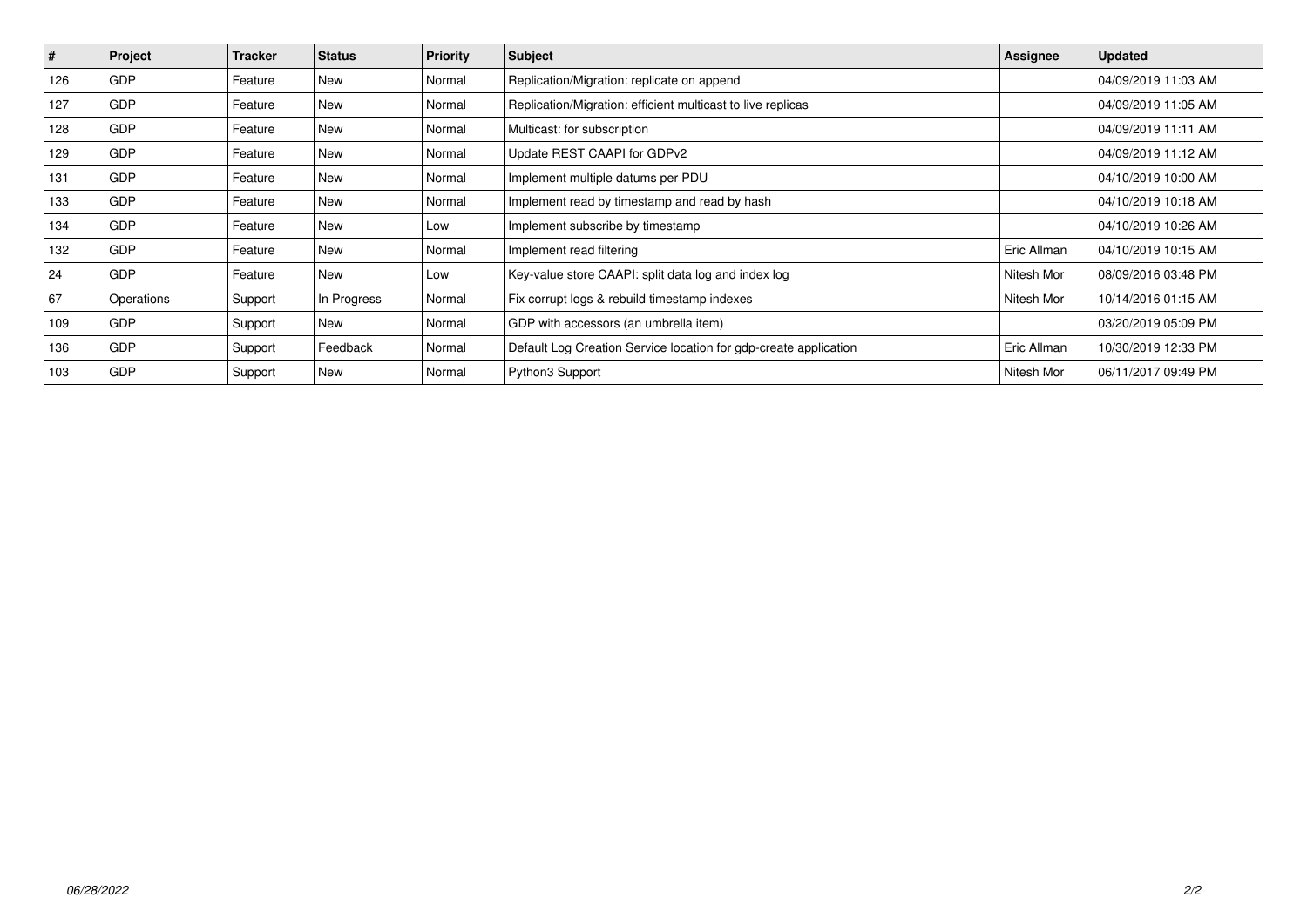| # | Project | Tracker | Status | Priority | Subject | Assignee | Updated |
|---|---|---|---|---|---|---|---|
| 126 | GDP | Feature | New | Normal | Replication/Migration: replicate on append | | 04/09/2019 11:03 AM |
| 127 | GDP | Feature | New | Normal | Replication/Migration: efficient multicast to live replicas | | 04/09/2019 11:05 AM |
| 128 | GDP | Feature | New | Normal | Multicast: for subscription | | 04/09/2019 11:11 AM |
| 129 | GDP | Feature | New | Normal | Update REST CAAPI for GDPv2 | | 04/09/2019 11:12 AM |
| 131 | GDP | Feature | New | Normal | Implement multiple datums per PDU | | 04/10/2019 10:00 AM |
| 133 | GDP | Feature | New | Normal | Implement read by timestamp and read by hash | | 04/10/2019 10:18 AM |
| 134 | GDP | Feature | New | Low | Implement subscribe by timestamp | | 04/10/2019 10:26 AM |
| 132 | GDP | Feature | New | Normal | Implement read filtering | Eric Allman | 04/10/2019 10:15 AM |
| 24 | GDP | Feature | New | Low | Key-value store CAAPI: split data log and index log | Nitesh Mor | 08/09/2016 03:48 PM |
| 67 | Operations | Support | In Progress | Normal | Fix corrupt logs & rebuild timestamp indexes | Nitesh Mor | 10/14/2016 01:15 AM |
| 109 | GDP | Support | New | Normal | GDP with accessors (an umbrella item) | | 03/20/2019 05:09 PM |
| 136 | GDP | Support | Feedback | Normal | Default Log Creation Service location for gdp-create application | Eric Allman | 10/30/2019 12:33 PM |
| 103 | GDP | Support | New | Normal | Python3 Support | Nitesh Mor | 06/11/2017 09:49 PM |